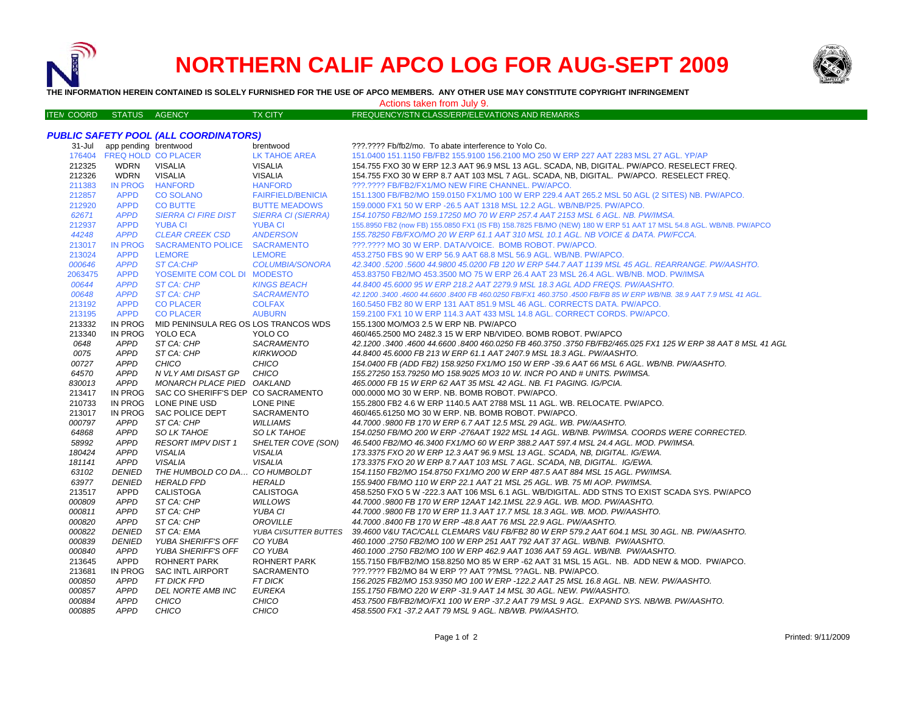# NORTHERN CALIF APCO LOG FOR AUG-SEPT 2009

**THE INFORMATION HEREIN CONTAINED IS SOLELY FURNISHED FOR THE USE OF APCO MEMBERS. ANY OTHER USE MAY CONSTITUTE COPYRIGHT INFRINGEMENT**

Actions taken from July 9.

## PUBLIC SAFETY POOL (ALL COORDINATORS)

| ITEM COORD | STATUS | AGENCY | TX CITY | FREQUENCY/STN CLASS/ERP/ELEVATIONS AND REMARKS |
|---|---|---|---|---|
| 31-Jul | app pending | brentwood | brentwood | ???.???? Fb/fb2/mo. To abate interference to Yolo Co. |
| 176404 | FREQ HOLD | CO PLACER | LK TAHOE AREA | 151.0400 151.1150 FB/FB2 155.9100 156.2100 MO 250 W ERP 227 AAT 2283 MSL 27 AGL. YP/AP |
| 212325 | WDRN | VISALIA | VISALIA | 154.755 FXO 30 W ERP 12.3 AAT 96.9 MSL 13 AGL. SCADA, NB, DIGITAL. PW/APCO. RESELECT FREQ. |
| 212326 | WDRN | VISALIA | VISALIA | 154.755 FXO 30 W ERP 8.7 AAT 103 MSL 7 AGL. SCADA, NB, DIGITAL. PW/APCO. RESELECT FREQ. |
| 211383 | IN PROG | HANFORD | HANFORD | ???.???? FB/FB2/FX1/MO NEW FIRE CHANNEL. PW/APCO. |
| 212857 | APPD | CO SOLANO | FAIRFIELD/BENICIA | 151.1300 FB/FB2/MO 159.0150 FX1/MO 100 W ERP 229.4 AAT 265.2 MSL 50 AGL (2 SITES) NB. PW/APCO. |
| 212920 | APPD | CO BUTTE | BUTTE MEADOWS | 159.0000 FX1 50 W ERP -26.5 AAT 1318 MSL 12.2 AGL. WB/NB/P25. PW/APCO. |
| *62671* | *APPD* | *SIERRA CI FIRE DIST* | *SIERRA CI (SIERRA)* | *154.10750 FB2/MO 159.17250 MO 70 W ERP 257.4 AAT 2153 MSL 6 AGL. NB. PW/IMSA.* |
| 212937 | APPD | YUBA CI | YUBA CI | 155.8950 FB2 (now FB) 155.0850 FX1 (IS FB) 158.7825 FB/MO (NEW) 180 W ERP 51 AAT 17 MSL 54.8 AGL. WB/NB. PW/APCO |
| *44248* | *APPD* | *CLEAR CREEK CSD* | *ANDERSON* | *155.78250 FB/FXO/MO 20 W ERP 61.1 AAT 310 MSL 10.1 AGL. NB VOICE & DATA. PW/FCCA.* |
| 213017 | IN PROG | SACRAMENTO POLICE | SACRAMENTO | ???.???? MO 30 W ERP. DATA/VOICE. BOMB ROBOT. PW/APCO. |
| 213024 | APPD | LEMORE | LEMORE | 453.2750 FBS 90 W ERP 56.9 AAT 68.8 MSL 56.9 AGL. WB/NB. PW/APCO. |
| *000646* | *APPD* | *ST CA:CHP* | *COLUMBIA/SONORA* | *42.3400 .5200 .5600 44.9800 45.0200 FB 120 W ERP 544.7 AAT 1139 MSL 45 AGL. REARRANGE. PW/AASHTO.* |
| 2063475 | APPD | YOSEMITE COM COL DI | MODESTO | 453.83750 FB2/MO 453.3500 MO 75 W ERP 26.4 AAT 23 MSL 26.4 AGL. WB/NB. MOD. PW/IMSA |
| *00644* | *APPD* | *ST CA: CHP* | *KINGS BEACH* | *44.8400 45.6000 95 W ERP 218.2 AAT 2279.9 MSL 18.3 AGL ADD FREQS. PW/AASHTO.* |
| *00648* | *APPD* | *ST CA: CHP* | *SACRAMENTO* | *42.1200 .3400 .4600 44.6600 .8400 FB 460.0250 FB/FX1 460.3750 .4500 FB/FB 85 W ERP WB/NB. 38.9 AAT 7.9 MSL 41 AGL.* |
| 213192 | APPD | CO PLACER | COLFAX | 160.5450 FB2 80 W ERP 131 AAT 851.9 MSL 46 AGL. CORRECTS DATA. PW/APCO. |
| 213195 | APPD | CO PLACER | AUBURN | 159.2100 FX1 10 W ERP 114.3 AAT 433 MSL 14.8 AGL. CORRECT CORDS. PW/APCO. |
| 213332 | IN PROG | MID PENINSULA REG OS | LOS TRANCOS WDS | 155.1300 MO/MO3 2.5 W ERP NB. PW/APCO |
| 213340 | IN PROG | YOLO ECA | YOLO CO | 460/465.2500 MO 2482.3 15 W ERP NB/VIDEO. BOMB ROBOT. PW/APCO |
| *0648* | *APPD* | *ST CA: CHP* | *SACRAMENTO* | *42.1200 .3400 .4600 44.6600 .8400 460.0250 FB 460.3750 .3750 FB/FB2/465.025 FX1 125 W ERP 38 AAT 8 MSL 41 AGL* |
| *0075* | *APPD* | *ST CA: CHP* | *KIRKWOOD* | *44.8400 45.6000 FB 213 W ERP 61.1 AAT 2407.9 MSL 18.3 AGL. PW/AASHTO.* |
| *00727* | *APPD* | *CHICO* | *CHICO* | *154.0400 FB (ADD FB2) 158.9250 FX1/MO 150 W ERP -39.6 AAT 66 MSL 6 AGL. WB/NB. PW/AASHTO.* |
| *64570* | *APPD* | *N VLY AMI DISAST GP* | *CHICO* | *155.27250 153.79250 MO 158.9025 MO3 10 W. INCR PO AND # UNITS. PW/IMSA.* |
| *830013* | *APPD* | *MONARCH PLACE PIED* | *OAKLAND* | *465.0000 FB 15 W ERP 62 AAT 35 MSL 42 AGL. NB. F1 PAGING. IG/PCIA.* |
| 213417 | IN PROG | SAC CO SHERIFF'S DEP | CO SACRAMENTO | 000.0000 MO 30 W ERP. NB. BOMB ROBOT. PW/APCO. |
| 210733 | IN PROG | LONE PINE USD | LONE PINE | 155.2800 FB2 4.6 W ERP 1140.5 AAT 2788 MSL 11 AGL. WB. RELOCATE. PW/APCO. |
| 213017 | IN PROG | SAC POLICE DEPT | SACRAMENTO | 460/465.61250 MO 30 W ERP. NB. BOMB ROBOT. PW/APCO. |
| *000797* | *APPD* | *ST CA: CHP* | *WILLIAMS* | *44.7000 .9800 FB 170 W ERP 6.7 AAT 12.5 MSL 29 AGL. WB. PW/AASHTO.* |
| *64868* | *APPD* | *SO LK TAHOE* | *SO LK TAHOE* | *154.0250 FB/MO 200 W ERP -276AAT 1922 MSL 14 AGL. WB/NB. PW/IMSA. COORDS WERE CORRECTED.* |
| *58992* | *APPD* | *RESORT IMPV DIST 1* | *SHELTER COVE (SON)* | *46.5400 FB2/MO 46.3400 FX1/MO 60 W ERP 388.2 AAT 597.4 MSL 24.4 AGL. MOD. PW/IMSA.* |
| *180424* | *APPD* | *VISALIA* | *VISALIA* | *173.3375 FXO 20 W ERP 12.3 AAT 96.9 MSL 13 AGL. SCADA, NB, DIGITAL. IG/EWA.* |
| *181141* | *APPD* | *VISALIA* | *VISALIA* | *173.3375 FXO 20 W ERP 8.7 AAT 103 MSL 7 AGL. SCADA, NB, DIGITAL. IG/EWA.* |
| *63102* | *DENIED* | *THE HUMBOLD CO DA...* | *CO HUMBOLDT* | *154.1150 FB2/MO 154.8750 FX1/MO 200 W ERP 487.5 AAT 884 MSL 15 AGL. PW/IMSA.* |
| *63977* | *DENIED* | *HERALD FPD* | *HERALD* | *155.9400 FB/MO 110 W ERP 22.1 AAT 21 MSL 25 AGL. WB. 75 MI AOP. PW/IMSA.* |
| 213517 | APPD | CALISTOGA | CALISTOGA | 458.5250 FXO 5 W -222.3 AAT 106 MSL 6.1 AGL. WB/DIGITAL. ADD STNS TO EXIST SCADA SYS. PW/APCO |
| *000809* | *APPD* | *ST CA: CHP* | *WILLOWS* | *44.7000 .9800 FB 170 W ERP 12AAT 142.1MSL 22.9 AGL. WB. MOD. PW/AASHTO.* |
| *000811* | *APPD* | *ST CA: CHP* | *YUBA CI* | *44.7000 .9800 FB 170 W ERP 11.3 AAT 17.7 MSL 18.3 AGL. WB. MOD. PW/AASHTO.* |
| *000820* | *APPD* | *ST CA: CHP* | *OROVILLE* | *44.7000 .8400 FB 170 W ERP -48.8 AAT 76 MSL 22.9 AGL. PW/AASHTO.* |
| *000822* | *DENIED* | *ST CA: EMA* | *YUBA CI/SUTTER BUTTES* | *39.4600 V&U TAC/CALL CLEMARS V&U FB/FB2 80 W ERP 579.2 AAT 604.1 MSL 30 AGL. NB. PW/AASHTO.* |
| *000839* | *DENIED* | *YUBA SHERIFF'S OFF* | *CO YUBA* | *460.1000 .2750 FB2/MO 100 W ERP 251 AAT 792 AAT 37 AGL. WB/NB. PW/AASHTO.* |
| *000840* | *APPD* | *YUBA SHERIFF'S OFF* | *CO YUBA* | *460.1000 .2750 FB2/MO 100 W ERP 462.9 AAT 1036 AAT 59 AGL. WB/NB. PW/AASHTO.* |
| 213645 | APPD | ROHNERT PARK | ROHNERT PARK | 155.7150 FB/FB2/MO 158.8250 MO 85 W ERP -62 AAT 31 MSL 15 AGL. NB. ADD NEW & MOD. PW/APCO. |
| 213681 | IN PROG | SAC INTL AIRPORT | SACRAMENTO | ???.???? FB2/MO 84 W ERP ?? AAT ??MSL ??AGL. NB. PW/APCO. |
| *000850* | *APPD* | *FT DICK FPD* | *FT DICK* | *156.2025 FB2/MO 153.9350 MO 100 W ERP -122.2 AAT 25 MSL 16.8 AGL. NB. NEW. PW/AASHTO.* |
| *000857* | *APPD* | *DEL NORTE AMB INC* | *EUREKA* | *155.1750 FB/MO 220 W ERP -31.9 AAT 14 MSL 30 AGL. NEW. PW/AASHTO.* |
| *000884* | *APPD* | *CHICO* | *CHICO* | *453.7500 FB/FB2/MO/FX1 100 W ERP -37.2 AAT 79 MSL 9 AGL. EXPAND SYS. NB/WB. PW/AASHTO.* |
| *000885* | *APPD* | *CHICO* | *CHICO* | *458.5500 FX1 -37.2 AAT 79 MSL 9 AGL. NB/WB. PW/AASHTO.* |

Printed: 9/11/2009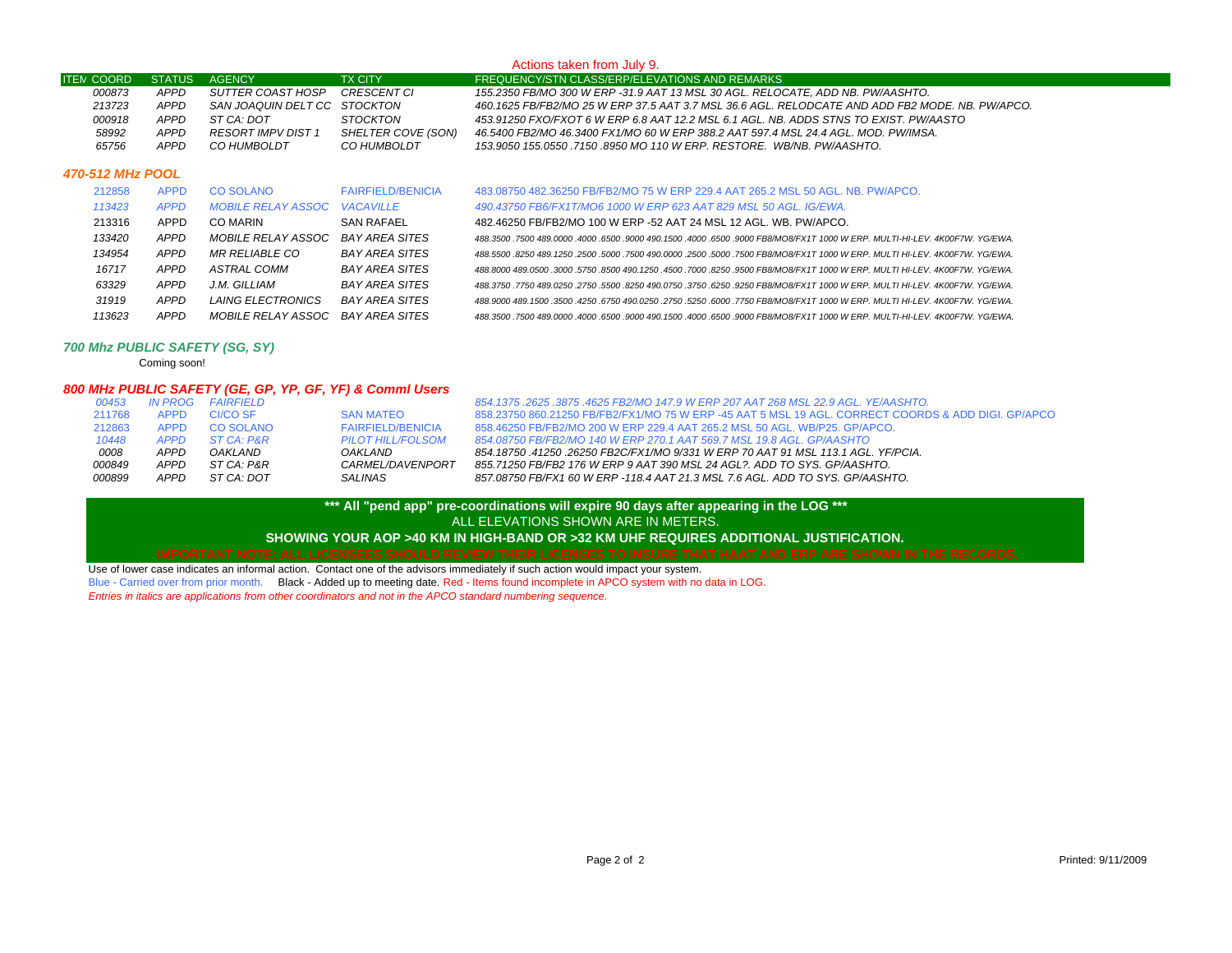Actions taken from July 9.

| ITEM COORD | STATUS | AGENCY | TX CITY | FREQUENCY/STN CLASS/ERP/ELEVATIONS AND REMARKS |
|---|---|---|---|---|
| *000873* | *APPD* | *SUTTER COAST HOSP* | *CRESCENT CI* | *155.2350 FB/MO 300 W ERP -31.9 AAT 13 MSL 30 AGL. RELOCATE, ADD NB. PW/AASHTO.* |
| *213723* | *APPD* | *SAN JOAQUIN DELT CC* | *STOCKTON* | *460.1625 FB/FB2/MO 25 W ERP 37.5 AAT 3.7 MSL 36.6 AGL. RELODCATE AND ADD FB2 MODE. NB. PW/APCO.* |
| *000918* | *APPD* | *ST CA: DOT* | *STOCKTON* | *453.91250 FXO/FXOT 6 W ERP 6.8 AAT 12.2 MSL 6.1 AGL. NB. ADDS STNS TO EXIST. PW/AASTO* |
| *58992* | *APPD* | *RESORT IMPV DIST 1* | *SHELTER COVE (SON)* | *46.5400 FB2/MO 46.3400 FX1/MO 60 W ERP 388.2 AAT 597.4 MSL 24.4 AGL. MOD. PW/IMSA.* |
| *65756* | *APPD* | *CO HUMBOLDT* | *CO HUMBOLDT* | *153.9050 155.0550 .7150 .8950 MO 110 W ERP. RESTORE. WB/NB. PW/AASHTO.* |

### *470-512 MHz POOL*

| ITEM COORD | STATUS | AGENCY | TX CITY | FREQUENCY/STN CLASS/ERP/ELEVATIONS AND REMARKS |
|---|---|---|---|---|
| 212858 | APPD | CO SOLANO | FAIRFIELD/BENICIA | 483.08750 482.36250 FB/FB2/MO 75 W ERP 229.4 AAT 265.2 MSL 50 AGL. NB. PW/APCO. |
| *113423* | *APPD* | *MOBILE RELAY ASSOC* | *VACAVILLE* | *490.43750 FB6/FX1T/MO6 1000 W ERP 623 AAT 829 MSL 50 AGL. IG/EWA.* |
| 213316 | APPD | CO MARIN | SAN RAFAEL | 482.46250 FB/FB2/MO 100 W ERP -52 AAT 24 MSL 12 AGL. WB. PW/APCO. |
| *133420* | *APPD* | *MOBILE RELAY ASSOC* | *BAY AREA SITES* | *488.3500 .7500 489.0000 .4000 .6500 .9000 490.1500 .4000 .6500 .9000 FB8/MO8/FX1T 1000 W ERP. MULTI-HI-LEV. 4K00F7W. YG/EWA.* |
| *134954* | *APPD* | *MR RELIABLE CO* | *BAY AREA SITES* | *488.5500 .8250 489.1250 .2500 .5000 .7500 490.0000 .2500 .5000 .7500 FB8/MO8/FX1T 1000 W ERP. MULTI HI-LEV. 4K00F7W. YG/EWA.* |
| *16717* | *APPD* | *ASTRAL COMM* | *BAY AREA SITES* | *488.8000 489.0500 .3000 .5750 .8500 490.1250 .4500 .7000 .8250 .9500 FB8/MO8/FX1T 1000 W ERP. MULTI HI-LEV. 4K00F7W. YG/EWA.* |
| *63329* | *APPD* | *J.M. GILLIAM* | *BAY AREA SITES* | *488.3750 .7750 489.0250 .2750 .5500 .8250 490.0750 .3750 .6250 .9250 FB8/MO8/FX1T 1000 W ERP. MULTI HI-LEV. 4K00F7W. YG/EWA.* |
| *31919* | *APPD* | *LAING ELECTRONICS* | *BAY AREA SITES* | *488.9000 489.1500 .3500 .4250 .6750 490.0250 .2750 .5250 .6000 .7750 FB8/MO8/FX1T 1000 W ERP. MULTI HI-LEV. 4K00F7W. YG/EWA.* |
| *113623* | *APPD* | *MOBILE RELAY ASSOC* | *BAY AREA SITES* | *488.3500 .7500 489.0000 .4000 .6500 .9000 490.1500 .4000 .6500 .9000 FB8/MO8/FX1T 1000 W ERP. MULTI-HI-LEV. 4K00F7W. YG/EWA.* |

### *700 Mhz PUBLIC SAFETY (SG, SY)*

Coming soon!

### *800 MHz PUBLIC SAFETY (GE, GP, YP, GF, YF) & Comml Users*

| ITEM COORD | STATUS | AGENCY | TX CITY | FREQUENCY/STN CLASS/ERP/ELEVATIONS AND REMARKS |
|---|---|---|---|---|
| *00453* | *IN PROG* | *FAIRFIELD* | | *854.1375 .2625 .3875 .4625 FB2/MO 147.9 W ERP 207 AAT 268 MSL 22.9 AGL. YE/AASHTO.* |
| 211768 | APPD | CI/CO SF | SAN MATEO | 858.23750 860.21250 FB/FB2/FX1/MO 75 W ERP -45 AAT 5 MSL 19 AGL. CORRECT COORDS & ADD DIGI. GP/APCO |
| 212863 | APPD | CO SOLANO | FAIRFIELD/BENICIA | 858.46250 FB/FB2/MO 200 W ERP 229.4 AAT 265.2 MSL 50 AGL. WB/P25. GP/APCO. |
| *10448* | *APPD* | *ST CA: P&R* | *PILOT HILL/FOLSOM* | *854.08750 FB/FB2/MO 140 W ERP 270.1 AAT 569.7 MSL 19.8 AGL. GP/AASHTO* |
| *0008* | *APPD* | *OAKLAND* | *OAKLAND* | *854.18750 .41250 .26250 FB2C/FX1/MO 9/331 W ERP 70 AAT 91 MSL 113.1 AGL. YF/PCIA.* |
| *000849* | *APPD* | *ST CA: P&R* | *CARMEL/DAVENPORT* | *855.71250 FB/FB2 176 W ERP 9 AAT 390 MSL 24 AGL?. ADD TO SYS. GP/AASHTO.* |
| *000899* | *APPD* | *ST CA: DOT* | *SALINAS* | *857.08750 FB/FX1 60 W ERP -118.4 AAT 21.3 MSL 7.6 AGL. ADD TO SYS. GP/AASHTO.* |

**\*\*\* All "pend app" pre-coordinations will expire 90 days after appearing in the LOG \*\*\***

ALL ELEVATIONS SHOWN ARE IN METERS.

**SHOWING YOUR AOP >40 KM IN HIGH-BAND OR >32 KM UHF REQUIRES ADDITIONAL JUSTIFICATION.**

**IMPORTANT NOTE: ALL LICENSEES SHOULD REVIEW THEIR LICENSES TO INSURE THAT HAAT AND ERP ARE SHOWN IN THE RECORDS.**

Use of lower case indicates an informal action. Contact one of the advisors immediately if such action would impact your system.

Blue - Carried over from prior month. Black - Added up to meeting date. Red - Items found incomplete in APCO system with no data in LOG.

*Entries in italics are applications from other coordinators and not in the APCO standard numbering sequence.*

Printed: 9/11/2009